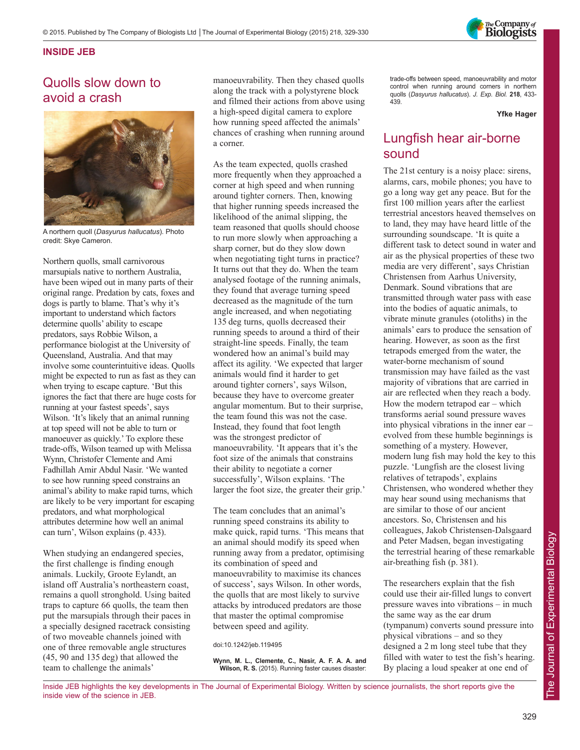## INSIDE JEB

# Quolls slow down to avoid a crash

A northern quoll (*Dasyurus hallucatus*). Photo credit: Skye Cameron.

Northern quolls, small carnivorous marsupials native to northern Australia, have been wiped out in many parts of their original range. Predation by cats, foxes and dogs is partly to blame. That's why it's important to understand which factors determine quolls' ability to escape predators, says Robbie Wilson, a performance biologist at the University of Queensland, Australia. And that may involve some counterintuitive ideas. Quolls might be expected to run as fast as they can when trying to escape capture. 'But this ignores the fact that there are huge costs for running at your fastest speeds', says Wilson. 'It's likely that an animal running at top speed will not be able to turn or manoeuver as quickly.' To explore these trade-offs, Wilson teamed up with Melissa Wynn, Christofer Clemente and Ami Fadhillah Amir Abdul Nasir. 'We wanted to see how running speed constrains an animal's ability to make rapid turns, which are likely to be very important for escaping predators, and what morphological attributes determine how well an animal can turn', Wilson explains (p. 433).

When studying an endangered species, the first challenge is finding enough animals. Luckily, Groote Eylandt, an island off Australia's northeastern coast, remains a quoll stronghold. Using baited traps to capture 66 quolls, the team then put the marsupials through their paces in a specially designed racetrack consisting of two moveable channels joined with one of three removable angle structures (45, 90 and 135 deg) that allowed the team to challenge the animals' manoeuvrability. Then they chased quolls along the track with a polystyrene block and filmed their actions from above using a high-speed digital camera to explore how running speed affected the animals' chances of crashing when running around a corner.

As the team expected, quolls crashed more frequently when they approached a corner at high speed and when running around tighter corners. Then, knowing that higher running speeds increased the likelihood of the animal slipping, the team reasoned that quolls should choose to run more slowly when approaching a sharp corner, but do they slow down when negotiating tight turns in practice? It turns out that they do. When the team analysed footage of the running animals, they found that average turning speed decreased as the magnitude of the turn angle increased, and when negotiating 135 deg turns, quolls decreased their running speeds to around a third of their straight-line speeds. Finally, the team wondered how an animal's build may affect its agility. 'We expected that larger animals would find it harder to get around tighter corners', says Wilson, because they have to overcome greater angular momentum. But to their surprise, the team found this was not the case. Instead, they found that foot length was the strongest predictor of manoeuvrability. 'It appears that it's the foot size of the animals that constrains their ability to negotiate a corner successfully', Wilson explains. 'The larger the foot size, the greater their grip.'

The team concludes that an animal's running speed constrains its ability to make quick, rapid turns. 'This means that an animal should modify its speed when running away from a predator, optimising its combination of speed and manoeuvrability to maximise its chances of success', says Wilson. In other words, the quolls that are most likely to survive attacks by introduced predators are those that master the optimal compromise between speed and agility.

doi:10.1242/jeb.119495

**Wynn, M. L., Clemente, C., Nasir, A. F. A. A. and Wilson, R. S.** (2015). Running faster causes disaster: trade-offs between speed, manoeuvrability and motor control when running around corners in northern quolls (*Dasyurus hallucatus*). *J. Exp. Biol.* **218**, 433-439.

**Yfke Hager**

# Lungfish hear air-borne sound

The 21st century is a noisy place: sirens, alarms, cars, mobile phones; you have to go a long way get any peace. But for the first 100 million years after the earliest terrestrial ancestors heaved themselves on to land, they may have heard little of the surrounding soundscape. 'It is quite a different task to detect sound in water and air as the physical properties of these two media are very different', says Christian Christensen from Aarhus University, Denmark. Sound vibrations that are transmitted through water pass with ease into the bodies of aquatic animals, to vibrate minute granules (otoliths) in the animals' ears to produce the sensation of hearing. However, as soon as the first tetrapods emerged from the water, the water-borne mechanism of sound transmission may have failed as the vast majority of vibrations that are carried in air are reflected when they reach a body. How the modern tetrapod ear – which transforms aerial sound pressure waves into physical vibrations in the inner ear – evolved from these humble beginnings is something of a mystery. However, modern lung fish may hold the key to this puzzle. 'Lungfish are the closest living relatives of tetrapods', explains Christensen, who wondered whether they may hear sound using mechanisms that are similar to those of our ancient ancestors. So, Christensen and his colleagues, Jakob Christensen-Dalsgaard and Peter Madsen, began investigating the terrestrial hearing of these remarkable air-breathing fish (p. 381).

The researchers explain that the fish could use their air-filled lungs to convert pressure waves into vibrations – in much the same way as the ear drum (tympanum) converts sound pressure into physical vibrations – and so they designed a 2 m long steel tube that they filled with water to test the fish's hearing. By placing a loud speaker at one end of

Inside JEB highlights the key developments in The Journal of Experimental Biology. Written by science journalists, the short reports give the inside view of the science in JEB.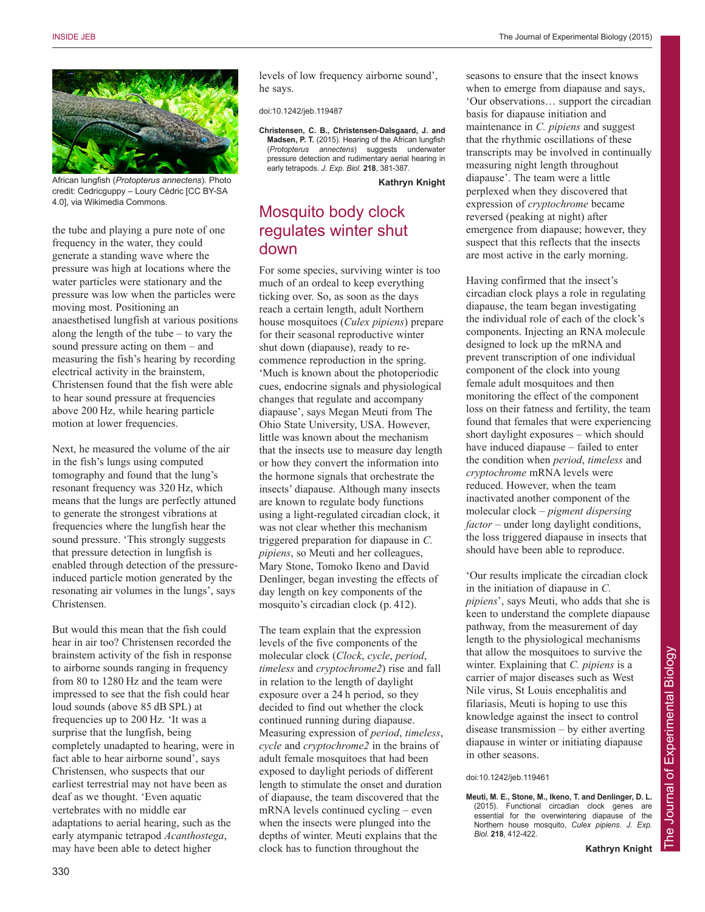African lungfish (*Protopterus annectens*). Photo credit: Cedricguppy – Loury Cédric [CC BY-SA 4.0], via Wikimedia Commons.

the tube and playing a pure note of one frequency in the water, they could generate a standing wave where the pressure was high at locations where the water particles were stationary and the pressure was low when the particles were moving most. Positioning an anaesthetised lungfish at various positions along the length of the tube – to vary the sound pressure acting on them – and measuring the fish's hearing by recording electrical activity in the brainstem, Christensen found that the fish were able to hear sound pressure at frequencies above 200 Hz, while hearing particle motion at lower frequencies.

Next, he measured the volume of the air in the fish's lungs using computed tomography and found that the lung's resonant frequency was 320 Hz, which means that the lungs are perfectly attuned to generate the strongest vibrations at frequencies where the lungfish hear the sound pressure. 'This strongly suggests that pressure detection in lungfish is enabled through detection of the pressure-induced particle motion generated by the resonating air volumes in the lungs', says Christensen.

But would this mean that the fish could hear in air too? Christensen recorded the brainstem activity of the fish in response to airborne sounds ranging in frequency from 80 to 1280 Hz and the team were impressed to see that the fish could hear loud sounds (above 85 dB SPL) at frequencies up to 200 Hz. 'It was a surprise that the lungfish, being completely unadapted to hearing, were in fact able to hear airborne sound', says Christensen, who suspects that our earliest terrestrial may not have been as deaf as we thought. 'Even aquatic vertebrates with no middle ear adaptations to aerial hearing, such as the early atympanic tetrapod *Acanthostega*, may have been able to detect higher levels of low frequency airborne sound', he says.

doi:10.1242/jeb.119487

**Christensen, C. B., Christensen-Dalsgaard, J. and Madsen, P. T.** (2015). Hearing of the African lungfish (*Protopterus annectens*) suggests underwater pressure detection and rudimentary aerial hearing in early tetrapods. *J. Exp. Biol.* **218**, 381-387.

**Kathryn Knight**

## Mosquito body clock regulates winter shut down

For some species, surviving winter is too much of an ordeal to keep everything ticking over. So, as soon as the days reach a certain length, adult Northern house mosquitoes (*Culex pipiens*) prepare for their seasonal reproductive winter shut down (diapause), ready to re-commence reproduction in the spring. 'Much is known about the photoperiodic cues, endocrine signals and physiological changes that regulate and accompany diapause', says Megan Meuti from The Ohio State University, USA. However, little was known about the mechanism that the insects use to measure day length or how they convert the information into the hormone signals that orchestrate the insects' diapause. Although many insects are known to regulate body functions using a light-regulated circadian clock, it was not clear whether this mechanism triggered preparation for diapause in *C. pipiens*, so Meuti and her colleagues, Mary Stone, Tomoko Ikeno and David Denlinger, began investing the effects of day length on key components of the mosquito's circadian clock (p. 412).

The team explain that the expression levels of the five components of the molecular clock (*Clock*, *cycle*, *period*, *timeless* and *cryptochrome2*) rise and fall in relation to the length of daylight exposure over a 24 h period, so they decided to find out whether the clock continued running during diapause. Measuring expression of *period*, *timeless*, *cycle* and *cryptochrome2* in the brains of adult female mosquitoes that had been exposed to daylight periods of different length to stimulate the onset and duration of diapause, the team discovered that the mRNA levels continued cycling – even when the insects were plunged into the depths of winter. Meuti explains that the clock has to function throughout the seasons to ensure that the insect knows when to emerge from diapause and says, 'Our observations… support the circadian basis for diapause initiation and maintenance in *C. pipiens* and suggest that the rhythmic oscillations of these transcripts may be involved in continually measuring night length throughout diapause'. The team were a little perplexed when they discovered that expression of *cryptochrome* became reversed (peaking at night) after emergence from diapause; however, they suspect that this reflects that the insects are most active in the early morning.

Having confirmed that the insect's circadian clock plays a role in regulating diapause, the team began investigating the individual role of each of the clock's components. Injecting an RNA molecule designed to lock up the mRNA and prevent transcription of one individual component of the clock into young female adult mosquitoes and then monitoring the effect of the component loss on their fatness and fertility, the team found that females that were experiencing short daylight exposures – which should have induced diapause – failed to enter the condition when *period*, *timeless* and *cryptochrome* mRNA levels were reduced. However, when the team inactivated another component of the molecular clock – *pigment dispersing factor* – under long daylight conditions, the loss triggered diapause in insects that should have been able to reproduce.

'Our results implicate the circadian clock in the initiation of diapause in *C. pipiens*', says Meuti, who adds that she is keen to understand the complete diapause pathway, from the measurement of day length to the physiological mechanisms that allow the mosquitoes to survive the winter. Explaining that *C. pipiens* is a carrier of major diseases such as West Nile virus, St Louis encephalitis and filariasis, Meuti is hoping to use this knowledge against the insect to control disease transmission – by either averting diapause in winter or initiating diapause in other seasons.

doi:10.1242/jeb.119461

**Meuti, M. E., Stone, M., Ikeno, T. and Denlinger, D. L.** (2015). Functional circadian clock genes are essential for the overwintering diapause of the Northern house mosquito, *Culex pipiens*. *J. Exp. Biol.* **218**, 412-422.

**Kathryn Knight**